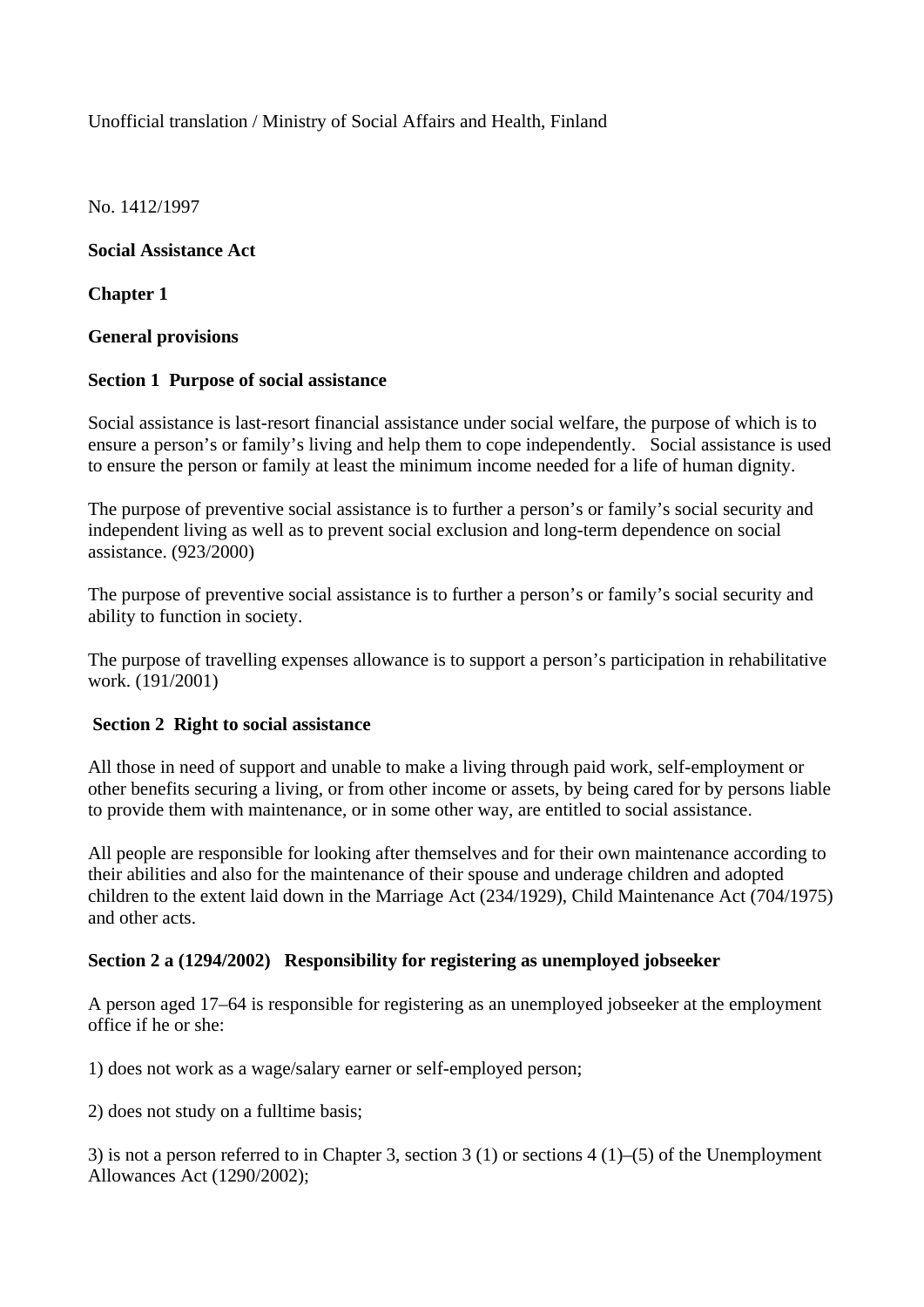Unofficial translation / Ministry of Social Affairs and Health, Finland

No. 1412/1997

**Social Assistance Act**

## Chapter 1

## General provisions

### Section 1 Purpose of social assistance

Social assistance is last-resort financial assistance under social welfare, the purpose of which is to ensure a person's or family's living and help them to cope independently. Social assistance is used to ensure the person or family at least the minimum income needed for a life of human dignity.

The purpose of preventive social assistance is to further a person's or family's social security and independent living as well as to prevent social exclusion and long-term dependence on social assistance. (923/2000)

The purpose of preventive social assistance is to further a person's or family's social security and ability to function in society.

The purpose of travelling expenses allowance is to support a person's participation in rehabilitative work. (191/2001)

### Section 2 Right to social assistance

All those in need of support and unable to make a living through paid work, self-employment or other benefits securing a living, or from other income or assets, by being cared for by persons liable to provide them with maintenance, or in some other way, are entitled to social assistance.

All people are responsible for looking after themselves and for their own maintenance according to their abilities and also for the maintenance of their spouse and underage children and adopted children to the extent laid down in the Marriage Act (234/1929), Child Maintenance Act (704/1975) and other acts.

### Section 2 a (1294/2002) Responsibility for registering as unemployed jobseeker

A person aged 17–64 is responsible for registering as an unemployed jobseeker at the employment office if he or she:

1) does not work as a wage/salary earner or self-employed person;

2) does not study on a fulltime basis;

3) is not a person referred to in Chapter 3, section 3 (1) or sections 4 (1)–(5) of the Unemployment Allowances Act (1290/2002);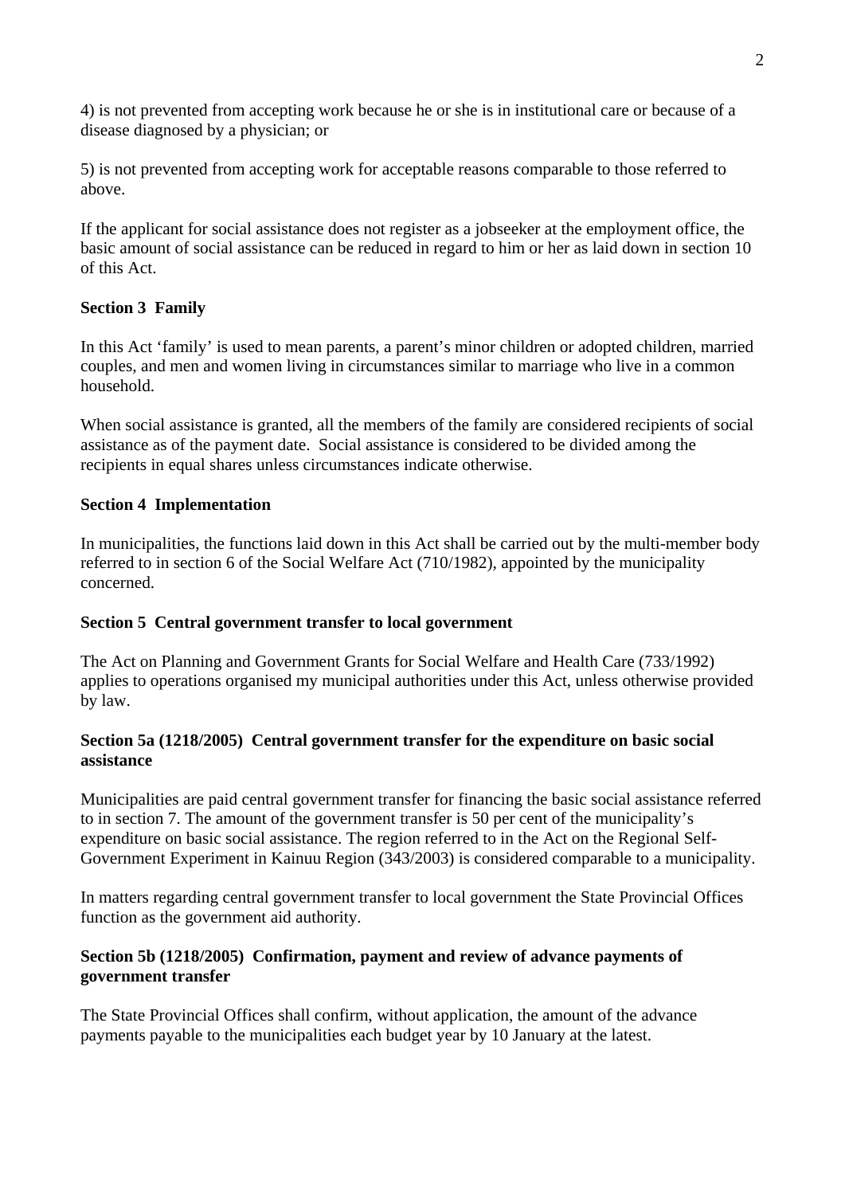4) is not prevented from accepting work because he or she is in institutional care or because of a disease diagnosed by a physician; or

5) is not prevented from accepting work for acceptable reasons comparable to those referred to above.

If the applicant for social assistance does not register as a jobseeker at the employment office, the basic amount of social assistance can be reduced in regard to him or her as laid down in section 10 of this Act.

**Section 3  Family**

In this Act ‘family’ is used to mean parents, a parent’s minor children or adopted children, married couples, and men and women living in circumstances similar to marriage who live in a common household.

When social assistance is granted, all the members of the family are considered recipients of social assistance as of the payment date.  Social assistance is considered to be divided among the recipients in equal shares unless circumstances indicate otherwise.

**Section 4  Implementation**

In municipalities, the functions laid down in this Act shall be carried out by the multi-member body referred to in section 6 of the Social Welfare Act (710/1982), appointed by the municipality concerned.

**Section 5  Central government transfer to local government**

The Act on Planning and Government Grants for Social Welfare and Health Care (733/1992) applies to operations organised my municipal authorities under this Act, unless otherwise provided by law.

**Section 5a (1218/2005)  Central government transfer for the expenditure on basic social assistance**

Municipalities are paid central government transfer for financing the basic social assistance referred to in section 7. The amount of the government transfer is 50 per cent of the municipality’s expenditure on basic social assistance. The region referred to in the Act on the Regional Self-Government Experiment in Kainuu Region (343/2003) is considered comparable to a municipality.

In matters regarding central government transfer to local government the State Provincial Offices function as the government aid authority.

**Section 5b (1218/2005)  Confirmation, payment and review of advance payments of government transfer**

The State Provincial Offices shall confirm, without application, the amount of the advance payments payable to the municipalities each budget year by 10 January at the latest.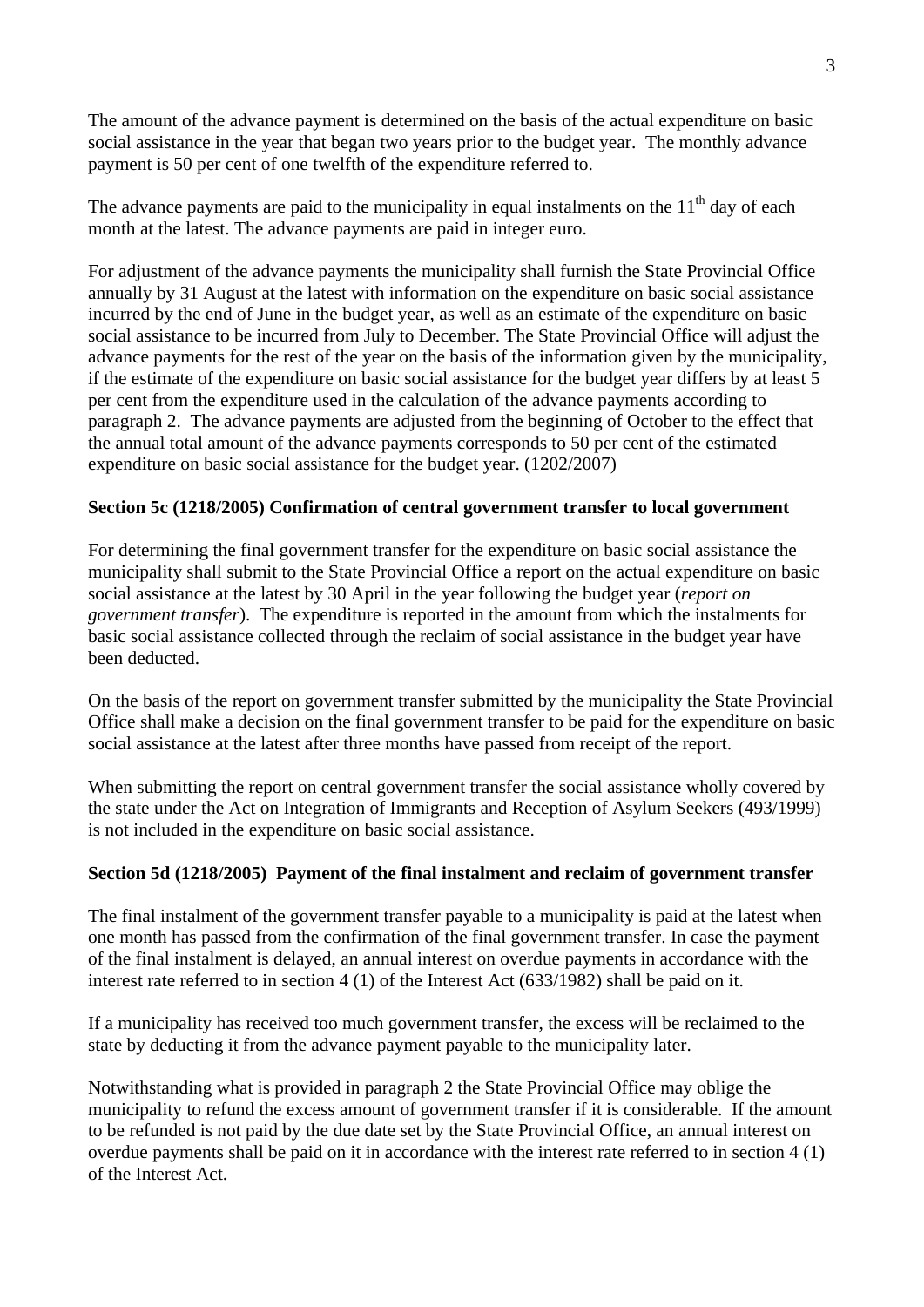The amount of the advance payment is determined on the basis of the actual expenditure on basic social assistance in the year that began two years prior to the budget year. The monthly advance payment is 50 per cent of one twelfth of the expenditure referred to.

The advance payments are paid to the municipality in equal instalments on the 11th day of each month at the latest. The advance payments are paid in integer euro.

For adjustment of the advance payments the municipality shall furnish the State Provincial Office annually by 31 August at the latest with information on the expenditure on basic social assistance incurred by the end of June in the budget year, as well as an estimate of the expenditure on basic social assistance to be incurred from July to December. The State Provincial Office will adjust the advance payments for the rest of the year on the basis of the information given by the municipality, if the estimate of the expenditure on basic social assistance for the budget year differs by at least 5 per cent from the expenditure used in the calculation of the advance payments according to paragraph 2. The advance payments are adjusted from the beginning of October to the effect that the annual total amount of the advance payments corresponds to 50 per cent of the estimated expenditure on basic social assistance for the budget year. (1202/2007)

**Section 5c (1218/2005) Confirmation of central government transfer to local government**

For determining the final government transfer for the expenditure on basic social assistance the municipality shall submit to the State Provincial Office a report on the actual expenditure on basic social assistance at the latest by 30 April in the year following the budget year (*report on government transfer*). The expenditure is reported in the amount from which the instalments for basic social assistance collected through the reclaim of social assistance in the budget year have been deducted.

On the basis of the report on government transfer submitted by the municipality the State Provincial Office shall make a decision on the final government transfer to be paid for the expenditure on basic social assistance at the latest after three months have passed from receipt of the report.

When submitting the report on central government transfer the social assistance wholly covered by the state under the Act on Integration of Immigrants and Reception of Asylum Seekers (493/1999) is not included in the expenditure on basic social assistance.

**Section 5d (1218/2005) Payment of the final instalment and reclaim of government transfer**

The final instalment of the government transfer payable to a municipality is paid at the latest when one month has passed from the confirmation of the final government transfer. In case the payment of the final instalment is delayed, an annual interest on overdue payments in accordance with the interest rate referred to in section 4 (1) of the Interest Act (633/1982) shall be paid on it.

If a municipality has received too much government transfer, the excess will be reclaimed to the state by deducting it from the advance payment payable to the municipality later.

Notwithstanding what is provided in paragraph 2 the State Provincial Office may oblige the municipality to refund the excess amount of government transfer if it is considerable. If the amount to be refunded is not paid by the due date set by the State Provincial Office, an annual interest on overdue payments shall be paid on it in accordance with the interest rate referred to in section 4 (1) of the Interest Act.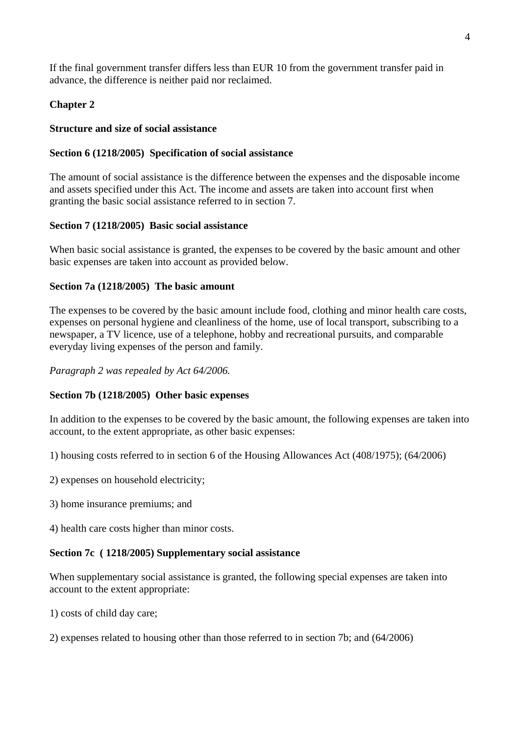If the final government transfer differs less than EUR 10 from the government transfer paid in advance, the difference is neither paid nor reclaimed.

## Chapter 2

## Structure and size of social assistance

### Section 6 (1218/2005) Specification of social assistance

The amount of social assistance is the difference between the expenses and the disposable income and assets specified under this Act. The income and assets are taken into account first when granting the basic social assistance referred to in section 7.

### Section 7 (1218/2005) Basic social assistance

When basic social assistance is granted, the expenses to be covered by the basic amount and other basic expenses are taken into account as provided below.

### Section 7a (1218/2005) The basic amount

The expenses to be covered by the basic amount include food, clothing and minor health care costs, expenses on personal hygiene and cleanliness of the home, use of local transport, subscribing to a newspaper, a TV licence, use of a telephone, hobby and recreational pursuits, and comparable everyday living expenses of the person and family.

*Paragraph 2 was repealed by Act 64/2006.*

### Section 7b (1218/2005) Other basic expenses

In addition to the expenses to be covered by the basic amount, the following expenses are taken into account, to the extent appropriate, as other basic expenses:

1) housing costs referred to in section 6 of the Housing Allowances Act (408/1975); (64/2006)

2) expenses on household electricity;

3) home insurance premiums; and

4) health care costs higher than minor costs.

### Section 7c ( 1218/2005) Supplementary social assistance

When supplementary social assistance is granted, the following special expenses are taken into account to the extent appropriate:

1) costs of child day care;

2) expenses related to housing other than those referred to in section 7b; and (64/2006)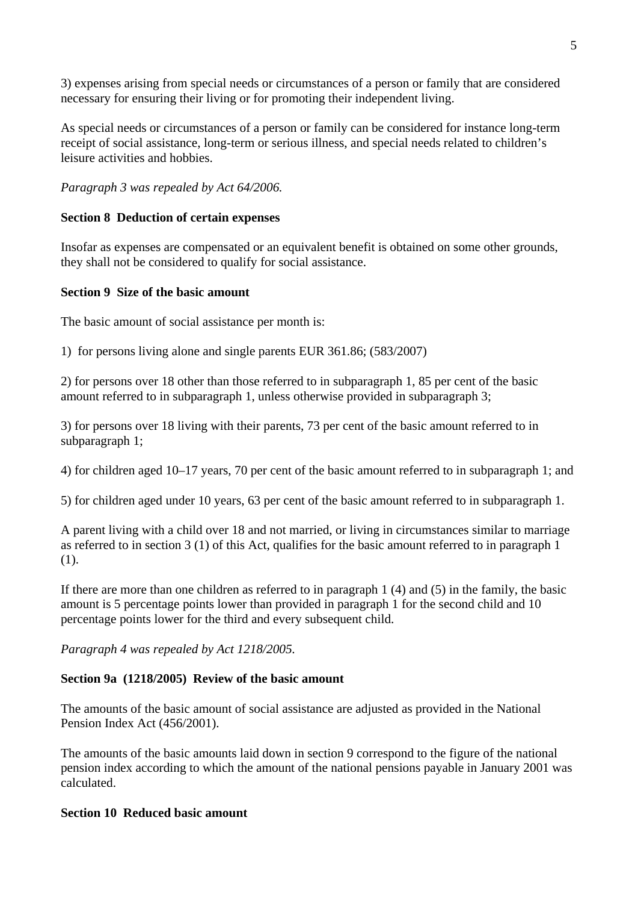3) expenses arising from special needs or circumstances of a person or family that are considered necessary for ensuring their living or for promoting their independent living.

As special needs or circumstances of a person or family can be considered for instance long-term receipt of social assistance, long-term or serious illness, and special needs related to children's leisure activities and hobbies.

*Paragraph 3 was repealed by Act 64/2006.*

**Section 8  Deduction of certain expenses**

Insofar as expenses are compensated or an equivalent benefit is obtained on some other grounds, they shall not be considered to qualify for social assistance.

**Section 9  Size of the basic amount**

The basic amount of social assistance per month is:

1)  for persons living alone and single parents EUR 361.86; (583/2007)

2) for persons over 18 other than those referred to in subparagraph 1, 85 per cent of the basic amount referred to in subparagraph 1, unless otherwise provided in subparagraph 3;

3) for persons over 18 living with their parents, 73 per cent of the basic amount referred to in subparagraph 1;

4) for children aged 10–17 years, 70 per cent of the basic amount referred to in subparagraph 1; and

5) for children aged under 10 years, 63 per cent of the basic amount referred to in subparagraph 1.

A parent living with a child over 18 and not married, or living in circumstances similar to marriage as referred to in section 3 (1) of this Act, qualifies for the basic amount referred to in paragraph 1 (1).

If there are more than one children as referred to in paragraph 1 (4) and (5) in the family, the basic amount is 5 percentage points lower than provided in paragraph 1 for the second child and 10 percentage points lower for the third and every subsequent child.

*Paragraph 4 was repealed by Act 1218/2005.*

**Section 9a  (1218/2005)  Review of the basic amount**

The amounts of the basic amount of social assistance are adjusted as provided in the National Pension Index Act (456/2001).

The amounts of the basic amounts laid down in section 9 correspond to the figure of the national pension index according to which the amount of the national pensions payable in January 2001 was calculated.

**Section 10  Reduced basic amount**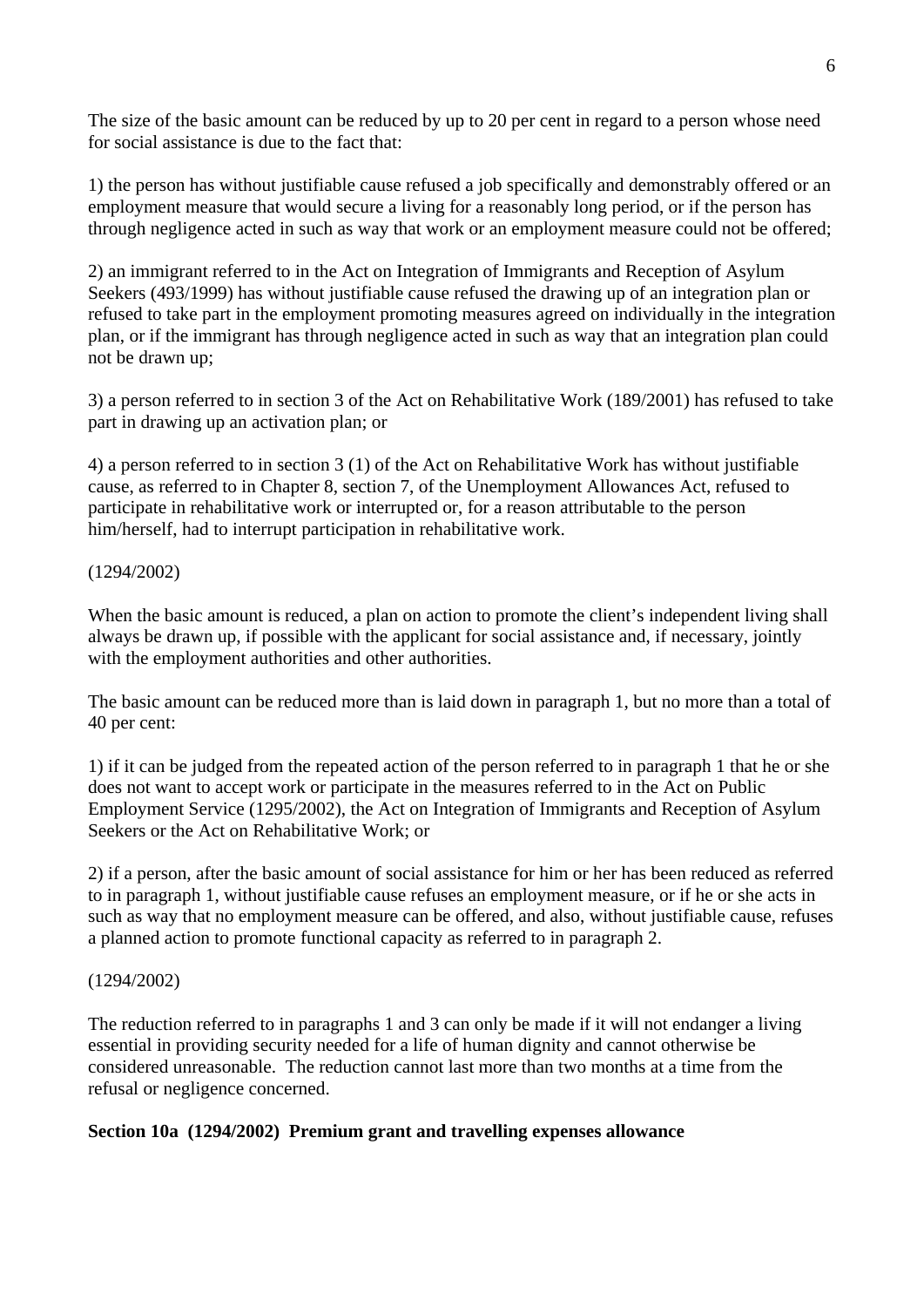The size of the basic amount can be reduced by up to 20 per cent in regard to a person whose need for social assistance is due to the fact that:

1) the person has without justifiable cause refused a job specifically and demonstrably offered or an employment measure that would secure a living for a reasonably long period, or if the person has through negligence acted in such as way that work or an employment measure could not be offered;

2) an immigrant referred to in the Act on Integration of Immigrants and Reception of Asylum Seekers (493/1999) has without justifiable cause refused the drawing up of an integration plan or refused to take part in the employment promoting measures agreed on individually in the integration plan, or if the immigrant has through negligence acted in such as way that an integration plan could not be drawn up;

3) a person referred to in section 3 of the Act on Rehabilitative Work (189/2001) has refused to take part in drawing up an activation plan; or

4) a person referred to in section 3 (1) of the Act on Rehabilitative Work has without justifiable cause, as referred to in Chapter 8, section 7, of the Unemployment Allowances Act, refused to participate in rehabilitative work or interrupted or, for a reason attributable to the person him/herself, had to interrupt participation in rehabilitative work.

(1294/2002)

When the basic amount is reduced, a plan on action to promote the client's independent living shall always be drawn up, if possible with the applicant for social assistance and, if necessary, jointly with the employment authorities and other authorities.

The basic amount can be reduced more than is laid down in paragraph 1, but no more than a total of 40 per cent:

1) if it can be judged from the repeated action of the person referred to in paragraph 1 that he or she does not want to accept work or participate in the measures referred to in the Act on Public Employment Service (1295/2002), the Act on Integration of Immigrants and Reception of Asylum Seekers or the Act on Rehabilitative Work; or

2) if a person, after the basic amount of social assistance for him or her has been reduced as referred to in paragraph 1, without justifiable cause refuses an employment measure, or if he or she acts in such as way that no employment measure can be offered, and also, without justifiable cause, refuses a planned action to promote functional capacity as referred to in paragraph 2.

(1294/2002)

The reduction referred to in paragraphs 1 and 3 can only be made if it will not endanger a living essential in providing security needed for a life of human dignity and cannot otherwise be considered unreasonable. The reduction cannot last more than two months at a time from the refusal or negligence concerned.

**Section 10a (1294/2002) Premium grant and travelling expenses allowance**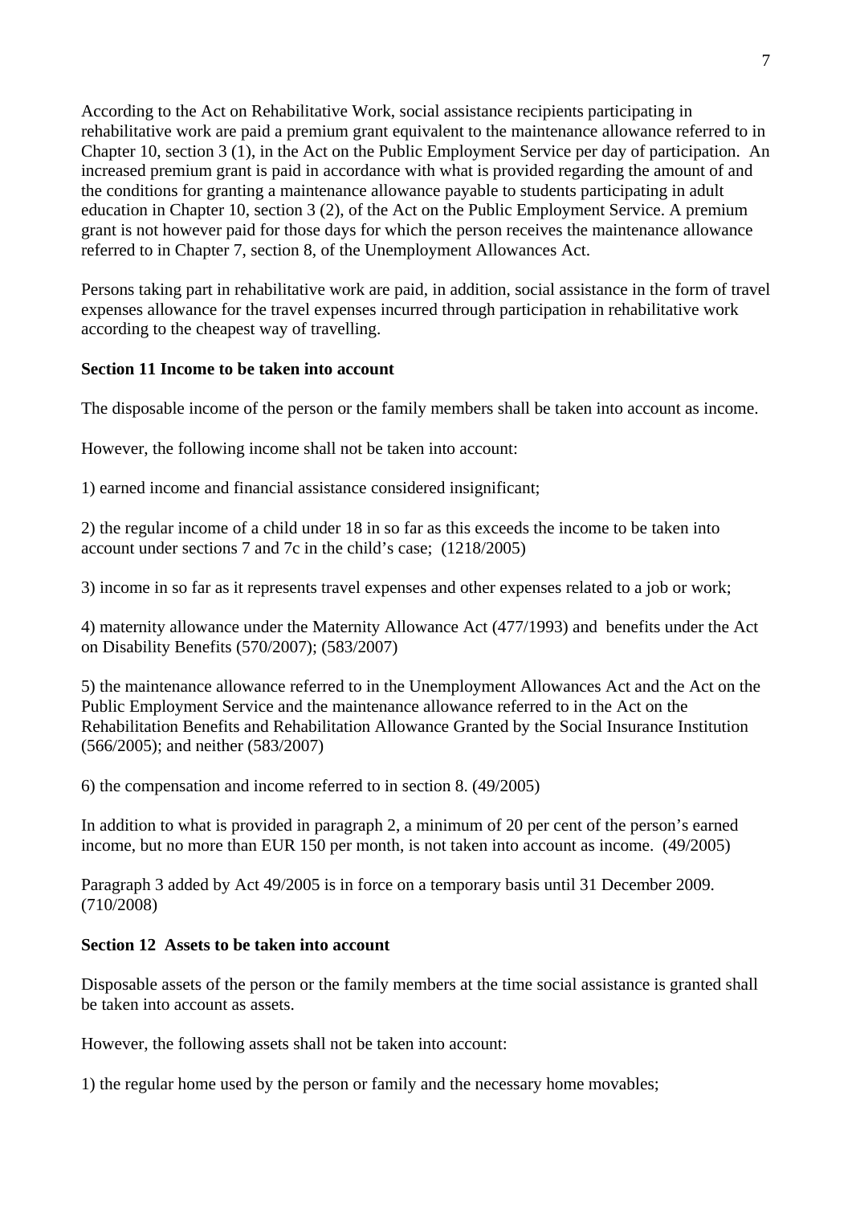According to the Act on Rehabilitative Work, social assistance recipients participating in rehabilitative work are paid a premium grant equivalent to the maintenance allowance referred to in Chapter 10, section 3 (1), in the Act on the Public Employment Service per day of participation. An increased premium grant is paid in accordance with what is provided regarding the amount of and the conditions for granting a maintenance allowance payable to students participating in adult education in Chapter 10, section 3 (2), of the Act on the Public Employment Service. A premium grant is not however paid for those days for which the person receives the maintenance allowance referred to in Chapter 7, section 8, of the Unemployment Allowances Act.

Persons taking part in rehabilitative work are paid, in addition, social assistance in the form of travel expenses allowance for the travel expenses incurred through participation in rehabilitative work according to the cheapest way of travelling.

**Section 11 Income to be taken into account**

The disposable income of the person or the family members shall be taken into account as income.

However, the following income shall not be taken into account:

1) earned income and financial assistance considered insignificant;

2) the regular income of a child under 18 in so far as this exceeds the income to be taken into account under sections 7 and 7c in the child's case; (1218/2005)

3) income in so far as it represents travel expenses and other expenses related to a job or work;

4) maternity allowance under the Maternity Allowance Act (477/1993) and benefits under the Act on Disability Benefits (570/2007); (583/2007)

5) the maintenance allowance referred to in the Unemployment Allowances Act and the Act on the Public Employment Service and the maintenance allowance referred to in the Act on the Rehabilitation Benefits and Rehabilitation Allowance Granted by the Social Insurance Institution (566/2005); and neither (583/2007)

6) the compensation and income referred to in section 8. (49/2005)

In addition to what is provided in paragraph 2, a minimum of 20 per cent of the person's earned income, but no more than EUR 150 per month, is not taken into account as income. (49/2005)

Paragraph 3 added by Act 49/2005 is in force on a temporary basis until 31 December 2009. (710/2008)

**Section 12 Assets to be taken into account**

Disposable assets of the person or the family members at the time social assistance is granted shall be taken into account as assets.

However, the following assets shall not be taken into account:

1) the regular home used by the person or family and the necessary home movables;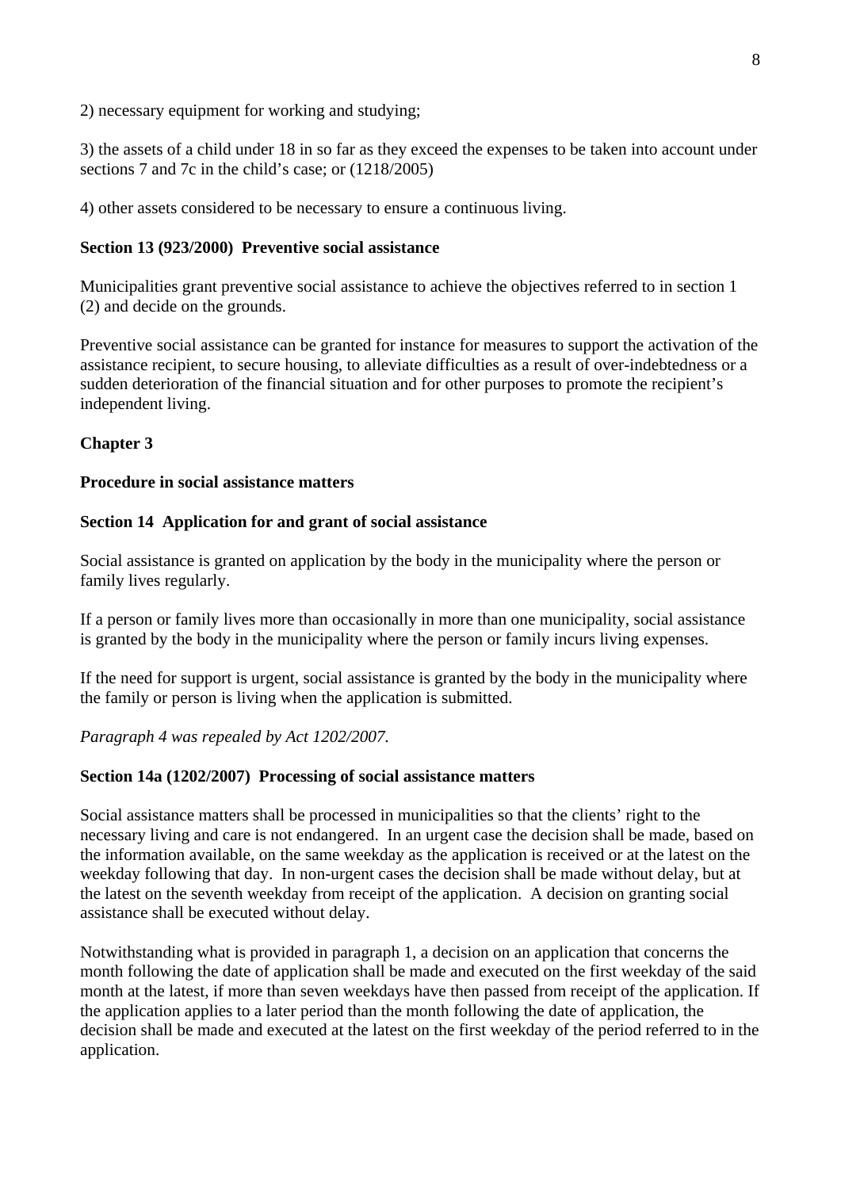2) necessary equipment for working and studying;

3) the assets of a child under 18 in so far as they exceed the expenses to be taken into account under sections 7 and 7c in the child's case; or (1218/2005)

4) other assets considered to be necessary to ensure a continuous living.

**Section 13 (923/2000) Preventive social assistance**

Municipalities grant preventive social assistance to achieve the objectives referred to in section 1 (2) and decide on the grounds.

Preventive social assistance can be granted for instance for measures to support the activation of the assistance recipient, to secure housing, to alleviate difficulties as a result of over-indebtedness or a sudden deterioration of the financial situation and for other purposes to promote the recipient's independent living.

## Chapter 3

## Procedure in social assistance matters

**Section 14 Application for and grant of social assistance**

Social assistance is granted on application by the body in the municipality where the person or family lives regularly.

If a person or family lives more than occasionally in more than one municipality, social assistance is granted by the body in the municipality where the person or family incurs living expenses.

If the need for support is urgent, social assistance is granted by the body in the municipality where the family or person is living when the application is submitted.

*Paragraph 4 was repealed by Act 1202/2007.*

**Section 14a (1202/2007) Processing of social assistance matters**

Social assistance matters shall be processed in municipalities so that the clients' right to the necessary living and care is not endangered. In an urgent case the decision shall be made, based on the information available, on the same weekday as the application is received or at the latest on the weekday following that day. In non-urgent cases the decision shall be made without delay, but at the latest on the seventh weekday from receipt of the application. A decision on granting social assistance shall be executed without delay.

Notwithstanding what is provided in paragraph 1, a decision on an application that concerns the month following the date of application shall be made and executed on the first weekday of the said month at the latest, if more than seven weekdays have then passed from receipt of the application. If the application applies to a later period than the month following the date of application, the decision shall be made and executed at the latest on the first weekday of the period referred to in the application.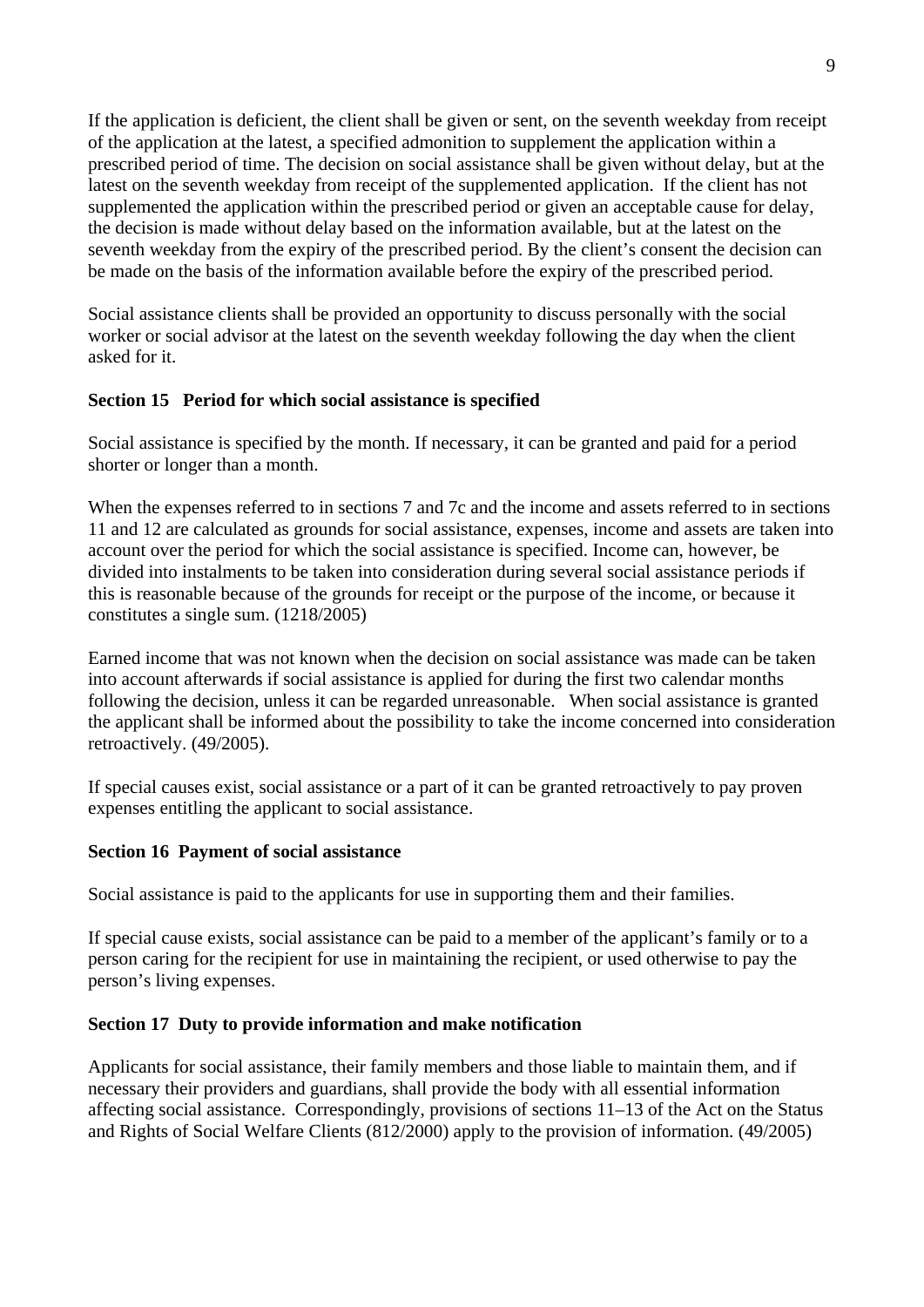If the application is deficient, the client shall be given or sent, on the seventh weekday from receipt of the application at the latest, a specified admonition to supplement the application within a prescribed period of time. The decision on social assistance shall be given without delay, but at the latest on the seventh weekday from receipt of the supplemented application. If the client has not supplemented the application within the prescribed period or given an acceptable cause for delay, the decision is made without delay based on the information available, but at the latest on the seventh weekday from the expiry of the prescribed period. By the client's consent the decision can be made on the basis of the information available before the expiry of the prescribed period.

Social assistance clients shall be provided an opportunity to discuss personally with the social worker or social advisor at the latest on the seventh weekday following the day when the client asked for it.

**Section 15 Period for which social assistance is specified**

Social assistance is specified by the month. If necessary, it can be granted and paid for a period shorter or longer than a month.

When the expenses referred to in sections 7 and 7c and the income and assets referred to in sections 11 and 12 are calculated as grounds for social assistance, expenses, income and assets are taken into account over the period for which the social assistance is specified. Income can, however, be divided into instalments to be taken into consideration during several social assistance periods if this is reasonable because of the grounds for receipt or the purpose of the income, or because it constitutes a single sum. (1218/2005)

Earned income that was not known when the decision on social assistance was made can be taken into account afterwards if social assistance is applied for during the first two calendar months following the decision, unless it can be regarded unreasonable. When social assistance is granted the applicant shall be informed about the possibility to take the income concerned into consideration retroactively. (49/2005).

If special causes exist, social assistance or a part of it can be granted retroactively to pay proven expenses entitling the applicant to social assistance.

**Section 16 Payment of social assistance**

Social assistance is paid to the applicants for use in supporting them and their families.

If special cause exists, social assistance can be paid to a member of the applicant's family or to a person caring for the recipient for use in maintaining the recipient, or used otherwise to pay the person's living expenses.

**Section 17 Duty to provide information and make notification**

Applicants for social assistance, their family members and those liable to maintain them, and if necessary their providers and guardians, shall provide the body with all essential information affecting social assistance. Correspondingly, provisions of sections 11–13 of the Act on the Status and Rights of Social Welfare Clients (812/2000) apply to the provision of information. (49/2005)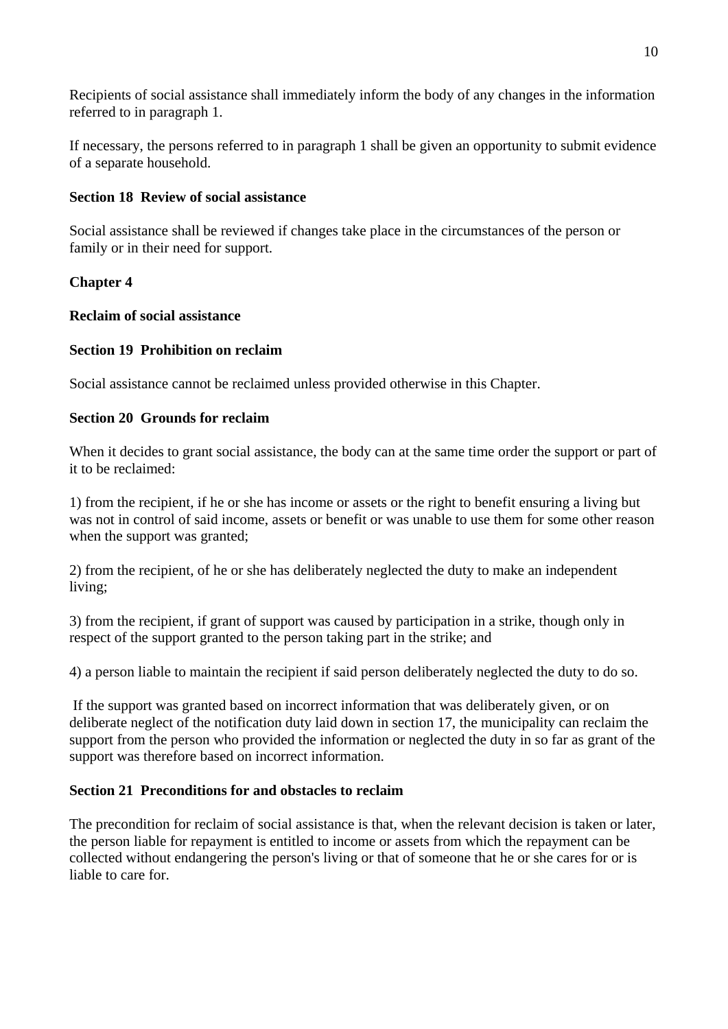Recipients of social assistance shall immediately inform the body of any changes in the information referred to in paragraph 1.

If necessary, the persons referred to in paragraph 1 shall be given an opportunity to submit evidence of a separate household.

**Section 18 Review of social assistance**

Social assistance shall be reviewed if changes take place in the circumstances of the person or family or in their need for support.

**Chapter 4**

**Reclaim of social assistance**

**Section 19 Prohibition on reclaim**

Social assistance cannot be reclaimed unless provided otherwise in this Chapter.

**Section 20 Grounds for reclaim**

When it decides to grant social assistance, the body can at the same time order the support or part of it to be reclaimed:

1) from the recipient, if he or she has income or assets or the right to benefit ensuring a living but was not in control of said income, assets or benefit or was unable to use them for some other reason when the support was granted;

2) from the recipient, of he or she has deliberately neglected the duty to make an independent living;

3) from the recipient, if grant of support was caused by participation in a strike, though only in respect of the support granted to the person taking part in the strike; and

4) a person liable to maintain the recipient if said person deliberately neglected the duty to do so.

If the support was granted based on incorrect information that was deliberately given, or on deliberate neglect of the notification duty laid down in section 17, the municipality can reclaim the support from the person who provided the information or neglected the duty in so far as grant of the support was therefore based on incorrect information.

**Section 21 Preconditions for and obstacles to reclaim**

The precondition for reclaim of social assistance is that, when the relevant decision is taken or later, the person liable for repayment is entitled to income or assets from which the repayment can be collected without endangering the person's living or that of someone that he or she cares for or is liable to care for.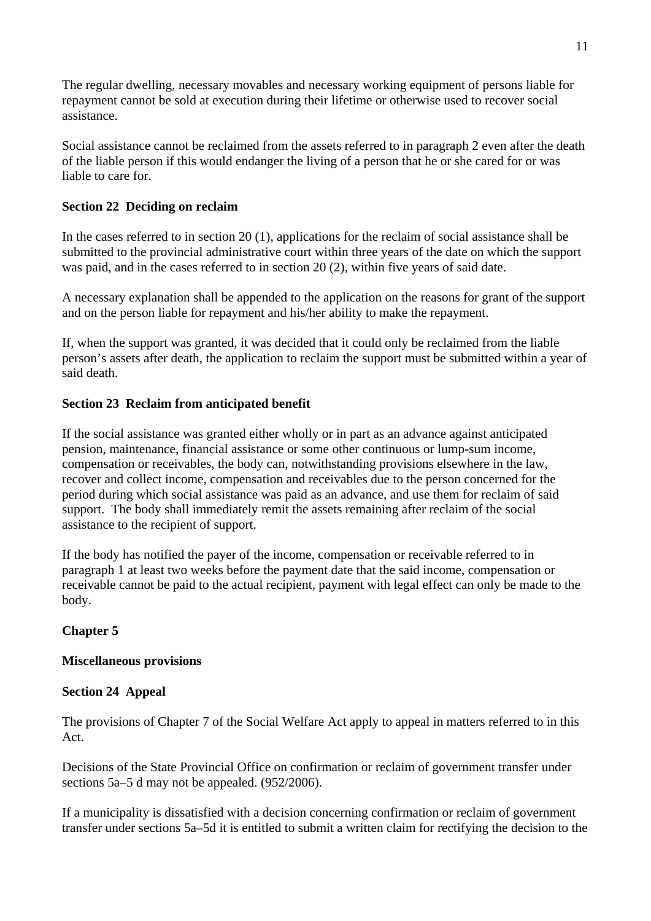The regular dwelling, necessary movables and necessary working equipment of persons liable for repayment cannot be sold at execution during their lifetime or otherwise used to recover social assistance.

Social assistance cannot be reclaimed from the assets referred to in paragraph 2 even after the death of the liable person if this would endanger the living of a person that he or she cared for or was liable to care for.

**Section 22 Deciding on reclaim**

In the cases referred to in section 20 (1), applications for the reclaim of social assistance shall be submitted to the provincial administrative court within three years of the date on which the support was paid, and in the cases referred to in section 20 (2), within five years of said date.

A necessary explanation shall be appended to the application on the reasons for grant of the support and on the person liable for repayment and his/her ability to make the repayment.

If, when the support was granted, it was decided that it could only be reclaimed from the liable person's assets after death, the application to reclaim the support must be submitted within a year of said death.

**Section 23 Reclaim from anticipated benefit**

If the social assistance was granted either wholly or in part as an advance against anticipated pension, maintenance, financial assistance or some other continuous or lump-sum income, compensation or receivables, the body can, notwithstanding provisions elsewhere in the law, recover and collect income, compensation and receivables due to the person concerned for the period during which social assistance was paid as an advance, and use them for reclaim of said support. The body shall immediately remit the assets remaining after reclaim of the social assistance to the recipient of support.

If the body has notified the payer of the income, compensation or receivable referred to in paragraph 1 at least two weeks before the payment date that the said income, compensation or receivable cannot be paid to the actual recipient, payment with legal effect can only be made to the body.

**Chapter 5**

**Miscellaneous provisions**

**Section 24 Appeal**

The provisions of Chapter 7 of the Social Welfare Act apply to appeal in matters referred to in this Act.

Decisions of the State Provincial Office on confirmation or reclaim of government transfer under sections 5a–5 d may not be appealed. (952/2006).

If a municipality is dissatisfied with a decision concerning confirmation or reclaim of government transfer under sections 5a–5d it is entitled to submit a written claim for rectifying the decision to the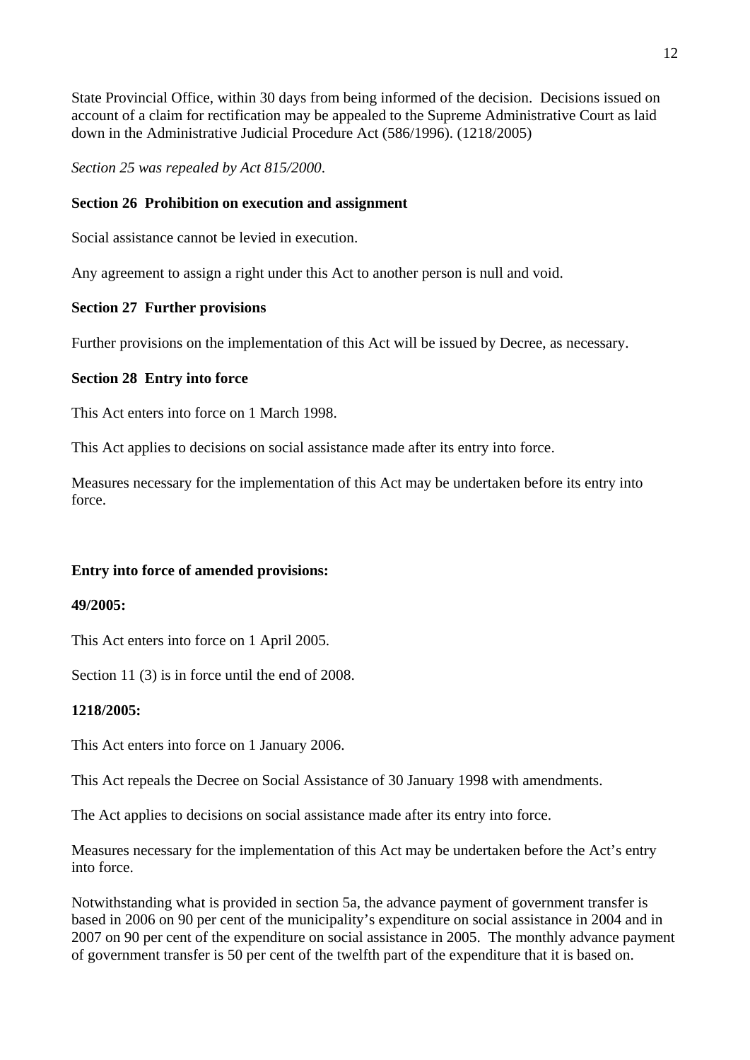State Provincial Office, within 30 days from being informed of the decision. Decisions issued on account of a claim for rectification may be appealed to the Supreme Administrative Court as laid down in the Administrative Judicial Procedure Act (586/1996). (1218/2005)

*Section 25 was repealed by Act 815/2000*.

**Section 26 Prohibition on execution and assignment**

Social assistance cannot be levied in execution.

Any agreement to assign a right under this Act to another person is null and void.

**Section 27 Further provisions**

Further provisions on the implementation of this Act will be issued by Decree, as necessary.

**Section 28 Entry into force**

This Act enters into force on 1 March 1998.

This Act applies to decisions on social assistance made after its entry into force.

Measures necessary for the implementation of this Act may be undertaken before its entry into force.

**Entry into force of amended provisions:**

**49/2005:**

This Act enters into force on 1 April 2005.

Section 11 (3) is in force until the end of 2008.

**1218/2005:**

This Act enters into force on 1 January 2006.

This Act repeals the Decree on Social Assistance of 30 January 1998 with amendments.

The Act applies to decisions on social assistance made after its entry into force.

Measures necessary for the implementation of this Act may be undertaken before the Act's entry into force.

Notwithstanding what is provided in section 5a, the advance payment of government transfer is based in 2006 on 90 per cent of the municipality's expenditure on social assistance in 2004 and in 2007 on 90 per cent of the expenditure on social assistance in 2005. The monthly advance payment of government transfer is 50 per cent of the twelfth part of the expenditure that it is based on.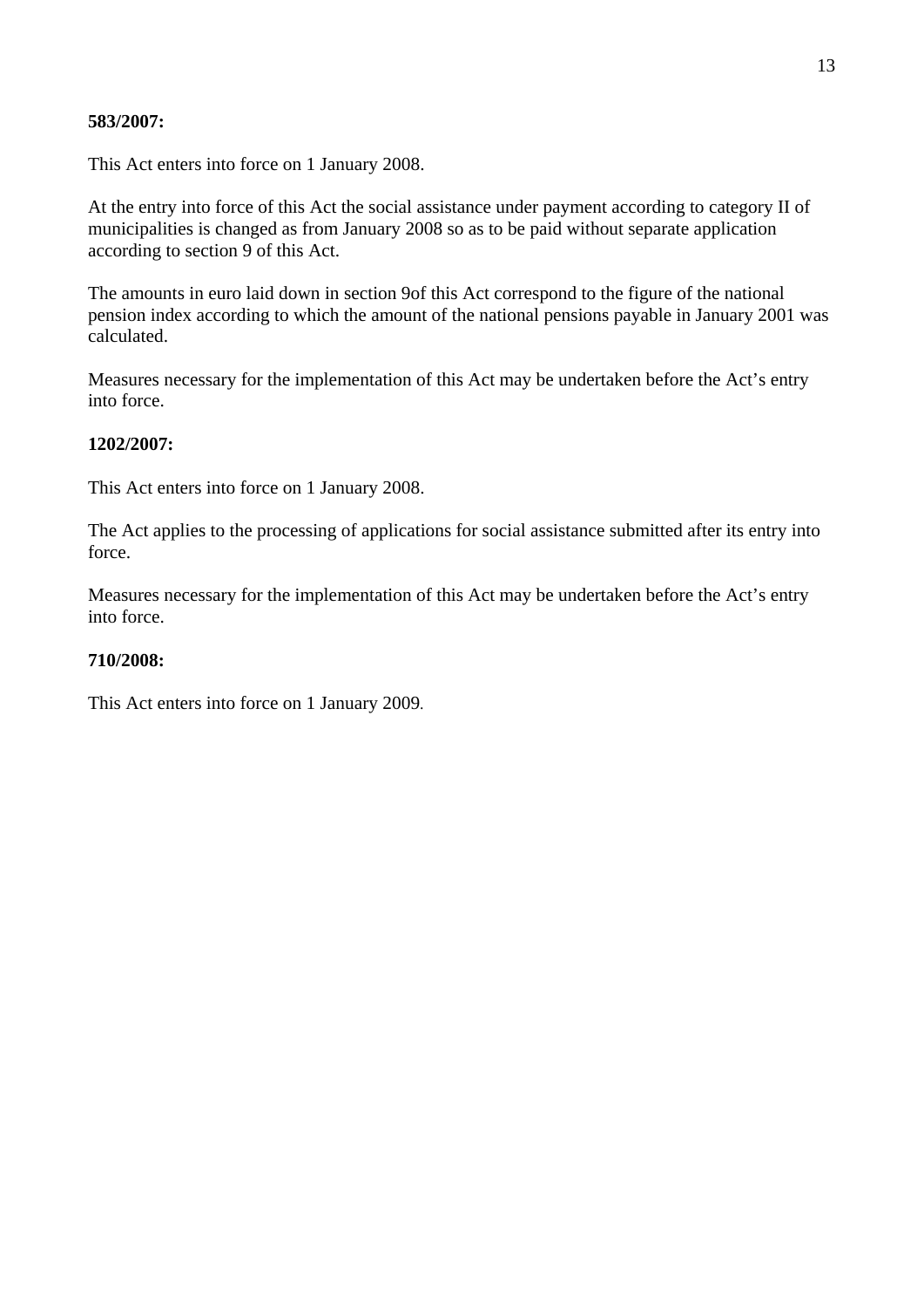**583/2007:**

This Act enters into force on 1 January 2008.

At the entry into force of this Act the social assistance under payment according to category II of municipalities is changed as from January 2008 so as to be paid without separate application according to section 9 of this Act.

The amounts in euro laid down in section 9of this Act correspond to the figure of the national pension index according to which the amount of the national pensions payable in January 2001 was calculated.

Measures necessary for the implementation of this Act may be undertaken before the Act's entry into force.

**1202/2007:**

This Act enters into force on 1 January 2008.

The Act applies to the processing of applications for social assistance submitted after its entry into force.

Measures necessary for the implementation of this Act may be undertaken before the Act's entry into force.

**710/2008:**

This Act enters into force on 1 January 2009.